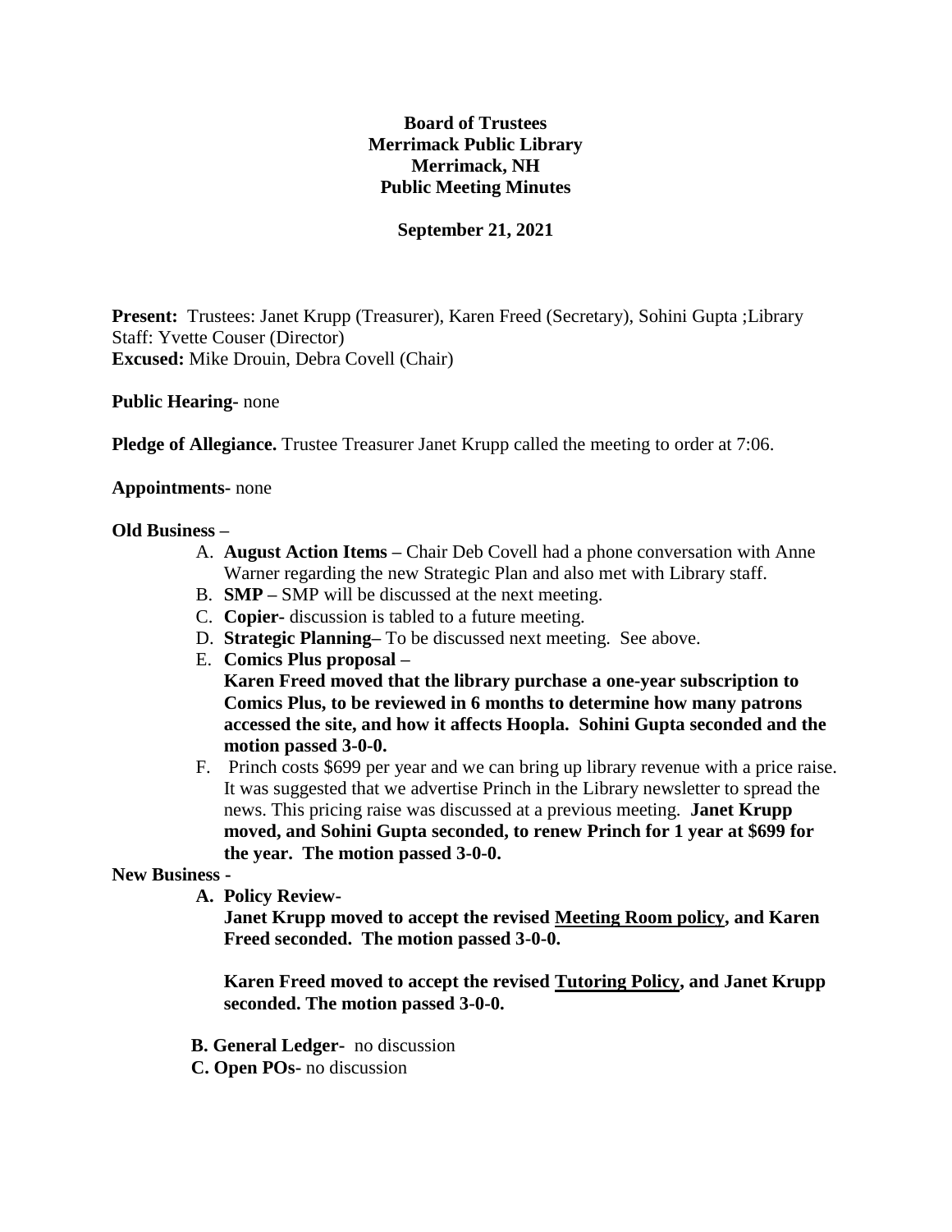**Board of Trustees**
**Merrimack Public Library**
**Merrimack, NH**
**Public Meeting Minutes**

**September 21, 2021**

**Present:** Trustees: Janet Krupp (Treasurer), Karen Freed (Secretary), Sohini Gupta ;Library Staff: Yvette Couser (Director)
**Excused:** Mike Drouin, Debra Covell (Chair)

**Public Hearing-** none

**Pledge of Allegiance.** Trustee Treasurer Janet Krupp called the meeting to order at 7:06.

**Appointments-** none

**Old Business –**

A. **August Action Items –** Chair Deb Covell had a phone conversation with Anne Warner regarding the new Strategic Plan and also met with Library staff.
B. **SMP –** SMP will be discussed at the next meeting.
C. **Copier-** discussion is tabled to a future meeting.
D. **Strategic Planning–** To be discussed next meeting. See above.
E. **Comics Plus proposal –**
**Karen Freed moved that the library purchase a one-year subscription to Comics Plus, to be reviewed in 6 months to determine how many patrons accessed the site, and how it affects Hoopla. Sohini Gupta seconded and the motion passed 3-0-0.**
F. Princh costs $699 per year and we can bring up library revenue with a price raise. It was suggested that we advertise Princh in the Library newsletter to spread the news. This pricing raise was discussed at a previous meeting. **Janet Krupp moved, and Sohini Gupta seconded, to renew Princh for 1 year at $699 for the year. The motion passed 3-0-0.**

**New Business -**

**A. Policy Review-**

**Janet Krupp moved to accept the revised <u>Meeting Room policy</u>, and Karen Freed seconded. The motion passed 3-0-0.**

**Karen Freed moved to accept the revised <u>Tutoring Policy</u>, and Janet Krupp seconded. The motion passed 3-0-0.**

**B. General Ledger-** no discussion
**C. Open POs-** no discussion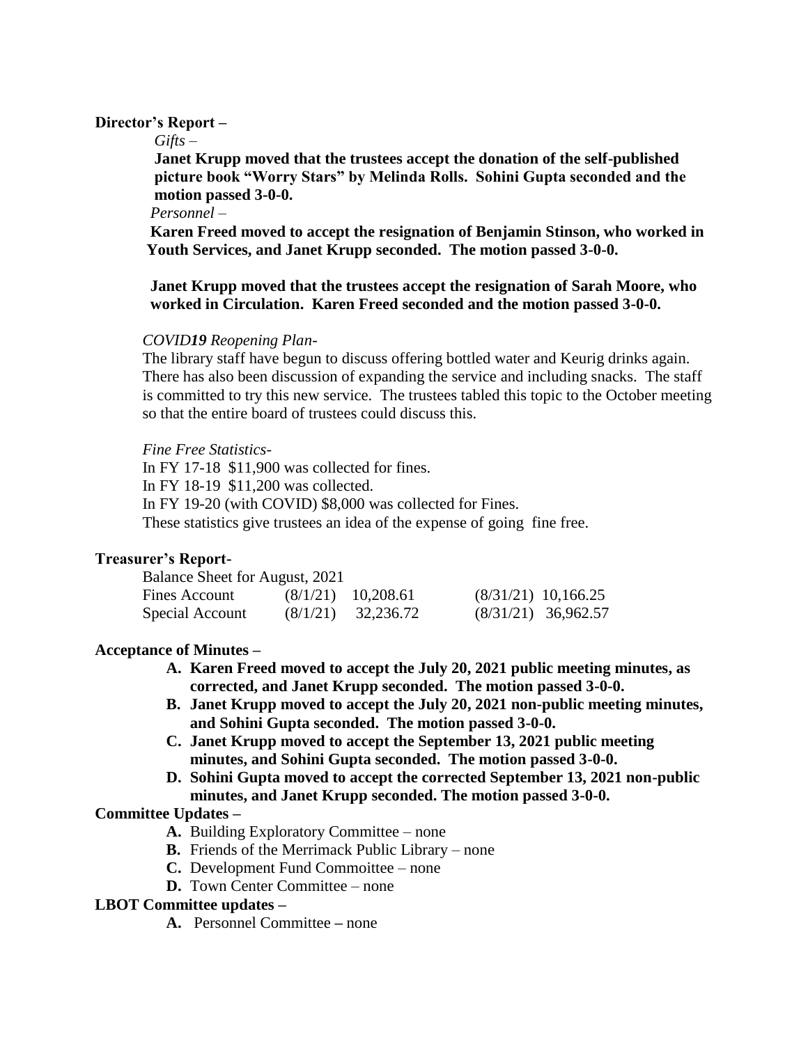**Director's Report –**

*Gifts –*

**Janet Krupp moved that the trustees accept the donation of the self-published picture book "Worry Stars" by Melinda Rolls. Sohini Gupta seconded and the motion passed 3-0-0.**

*Personnel –*

**Karen Freed moved to accept the resignation of Benjamin Stinson, who worked in Youth Services, and Janet Krupp seconded. The motion passed 3-0-0.**

**Janet Krupp moved that the trustees accept the resignation of Sarah Moore, who worked in Circulation. Karen Freed seconded and the motion passed 3-0-0.**

*COVID**19** Reopening Plan-*

The library staff have begun to discuss offering bottled water and Keurig drinks again. There has also been discussion of expanding the service and including snacks. The staff is committed to try this new service. The trustees tabled this topic to the October meeting so that the entire board of trustees could discuss this.

*Fine Free Statistics-*

In FY 17-18 $11,900 was collected for fines.
In FY 18-19 $11,200 was collected.
In FY 19-20 (with COVID) $8,000 was collected for Fines.
These statistics give trustees an idea of the expense of going fine free.

**Treasurer's Report-**

Balance Sheet for August, 2021

| | | | | |
|---|---|---|---|---|
| Fines Account | (8/1/21) | 10,208.61 | (8/31/21) | 10,166.25 |
| Special Account | (8/1/21) | 32,236.72 | (8/31/21) | 36,962.57 |

**Acceptance of Minutes –**

- **A. Karen Freed moved to accept the July 20, 2021 public meeting minutes, as corrected, and Janet Krupp seconded. The motion passed 3-0-0.**
- **B. Janet Krupp moved to accept the July 20, 2021 non-public meeting minutes, and Sohini Gupta seconded. The motion passed 3-0-0.**
- **C. Janet Krupp moved to accept the September 13, 2021 public meeting minutes, and Sohini Gupta seconded. The motion passed 3-0-0.**
- **D. Sohini Gupta moved to accept the corrected September 13, 2021 non-public minutes, and Janet Krupp seconded. The motion passed 3-0-0.**

**Committee Updates –**

- **A.** Building Exploratory Committee – none
- **B.** Friends of the Merrimack Public Library – none
- **C.** Development Fund Commoittee – none
- **D.** Town Center Committee – none

**LBOT Committee updates –**

- **A.** Personnel Committee **–** none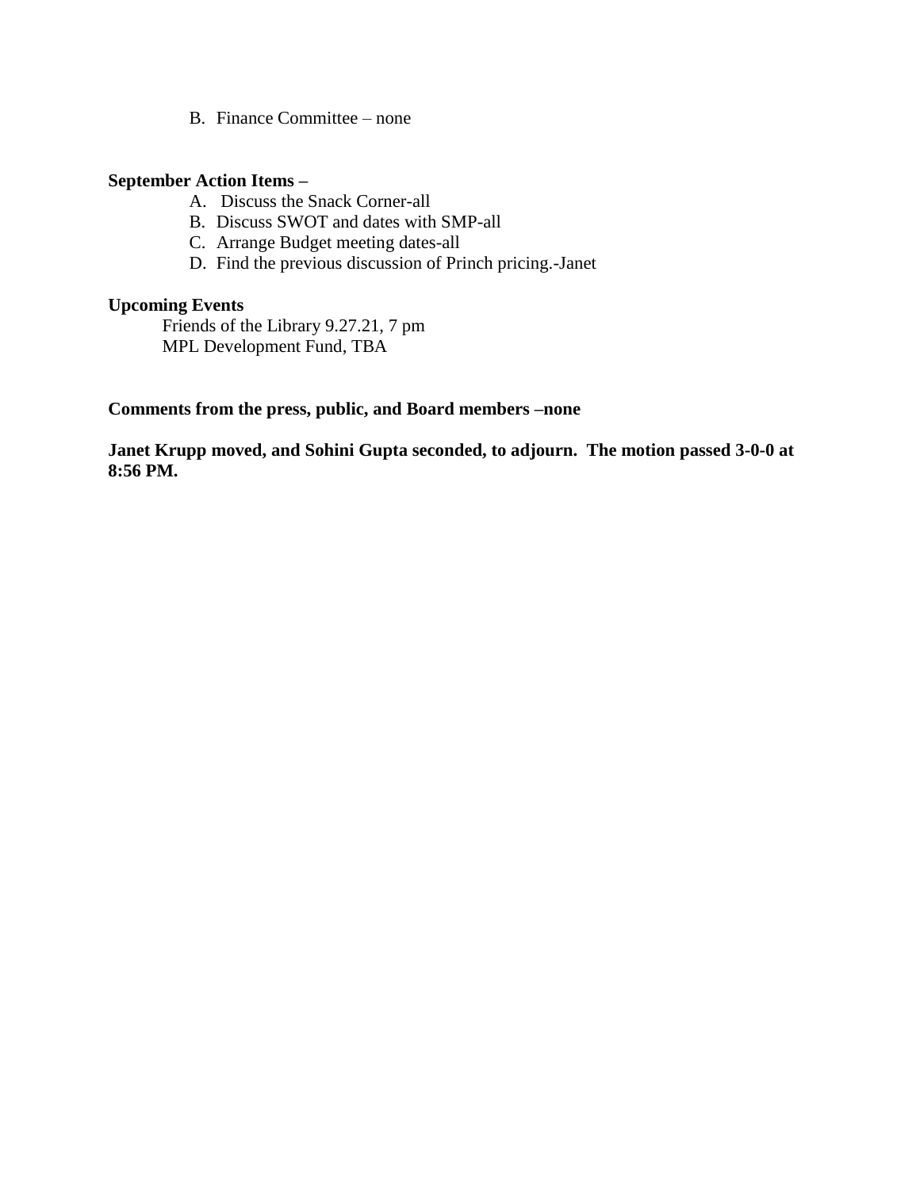B. Finance Committee – none

**September Action Items –**

A. Discuss the Snack Corner-all
B. Discuss SWOT and dates with SMP-all
C. Arrange Budget meeting dates-all
D. Find the previous discussion of Princh pricing.-Janet

**Upcoming Events**

Friends of the Library 9.27.21, 7 pm
MPL Development Fund, TBA

**Comments from the press, public, and Board members –none**

**Janet Krupp moved, and Sohini Gupta seconded, to adjourn. The motion passed 3-0-0 at 8:56 PM.**